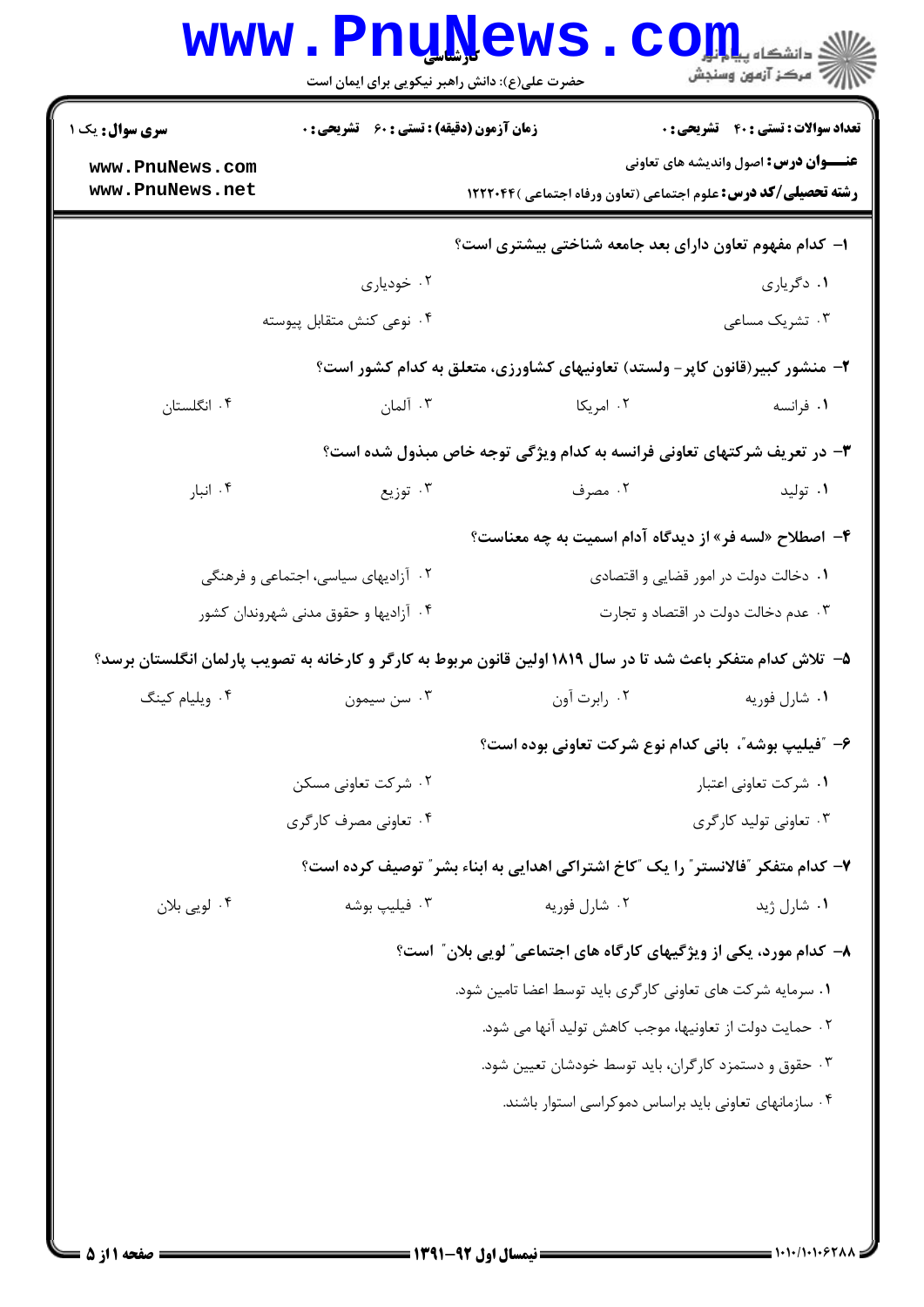**سری سوال:** یک ۱

**زمان آزمون (دقیقه) : تستی : ۶۰ تشریحی : ۰**

**تعداد سوالات : تستی : ۴۰ تشریحی : ۰**

**عنـــوان درس:** اصول واندیشه های تعاونی

**رشته تحصیلی/کد درس:** علوم اجتماعی (تعاون ورفاه اجتماعی )۱۲۲۲۰۴۴

**۱- کدام مفهوم تعاون دارای بعد جامعه شناختی بیشتری است؟**

۱. دگریاری
۲. خودیاری
۳. تشریک مساعی
۴. نوعی کنش متقابل پیوسته

**۲- منشور کبیر(قانون کاپر- ولستد) تعاونیهای کشاورزی، متعلق به کدام کشور است؟**

۱. فرانسه
۲. امریکا
۳. آلمان
۴. انگلستان

**۳- در تعریف شرکتهای تعاونی فرانسه به کدام ویژگی توجه خاص مبذول شده است؟**

۱. تولید
۲. مصرف
۳. توزیع
۴. انبار

**۴- اصطلاح «لسه فر» از دیدگاه آدام اسمیت به چه معناست؟**

۱. دخالت دولت در امور قضایی و اقتصادی
۲. آزادیهای سیاسی، اجتماعی و فرهنگی
۳. عدم دخالت دولت در اقتصاد و تجارت
۴. آزادیها و حقوق مدنی شهروندان کشور

**۵- تلاش کدام متفکر باعث شد تا در سال ۱۸۱۹ اولین قانون مربوط به کارگر و کارخانه به تصویب پارلمان انگلستان برسد؟**

۱. شارل فوریه
۲. رابرت آون
۳. سن سیمون
۴. ویلیام کینگ

**۶- "فیلیپ بوشه"، بانی کدام نوع شرکت تعاونی بوده است؟**

۱. شرکت تعاونی اعتبار
۲. شرکت تعاونی مسکن
۳. تعاونی تولید کارگری
۴. تعاونی مصرف کارگری

**۷- کدام متفکر "فالانستر" را یک "کاخ اشتراکی اهدایی به ابناء بشر" توصیف کرده است؟**

۱. شارل ژید
۲. شارل فوریه
۳. فیلیپ بوشه
۴. لویی بلان

**۸- کدام مورد، یکی از ویژگیهای کارگاه های اجتماعی" لویی بلان" است؟**

۱. سرمایه شرکت های تعاونی کارگری باید توسط اعضا تامین شود.
۲. حمایت دولت از تعاونیها، موجب کاهش تولید آنها می شود.
۳. حقوق و دستمزد کارگران، باید توسط خودشان تعیین شود.
۴. سازمانهای تعاونی باید براساس دموکراسی استوار باشند.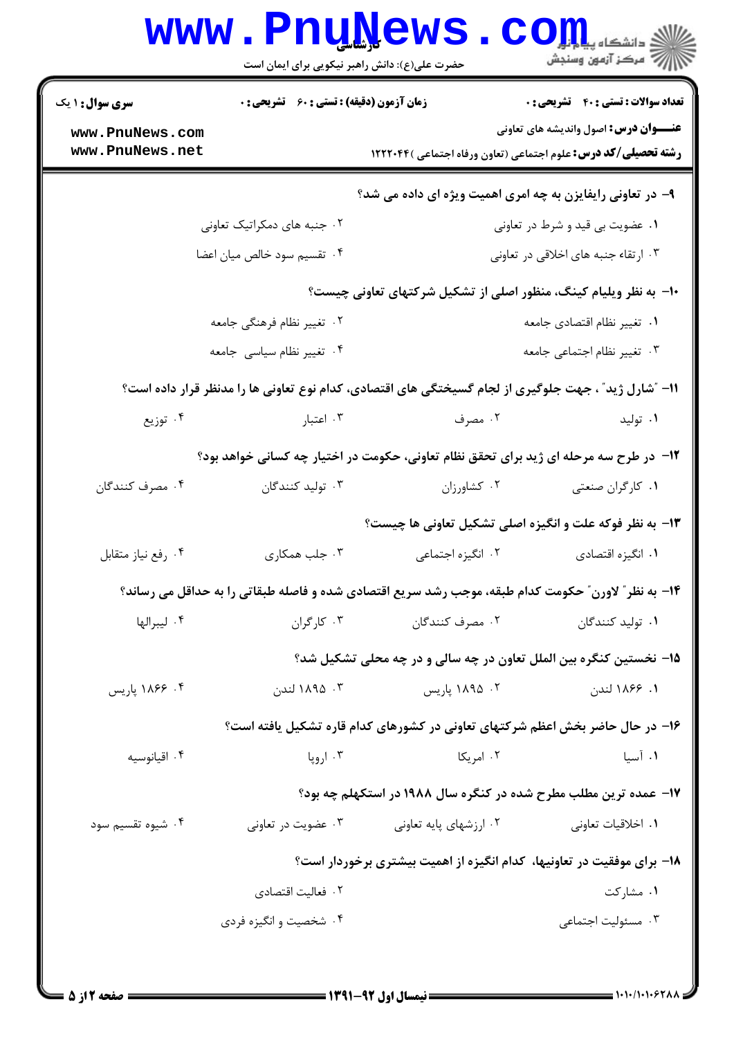**سری سوال:** ۱ یک

**زمان آزمون (دقیقه) : تستی : ۶۰ تشریحی : ۰**

**تعداد سوالات : تستی : ۴۰ تشریحی : ۰**

**عنـــوان درس:** اصول واندیشه های تعاونی

**رشته تحصیلی/کد درس:** علوم اجتماعی (تعاون ورفاه اجتماعی )۱۲۲۲۰۴۴

۹- در تعاونی رایفایزن به چه امری اهمیت ویژه ای داده می شد؟

۱. عضویت بی قید و شرط در تعاونی
۲. جنبه های دمکراتیک تعاونی
۳. ارتقاء جنبه های اخلاقی در تعاونی
۴. تقسیم سود خالص میان اعضا

۱۰- به نظر ویلیام کینگ، منظور اصلی از تشکیل شرکتهای تعاونی چیست؟

۱. تغییر نظام اقتصادی جامعه
۲. تغییر نظام فرهنگی جامعه
۳. تغییر نظام اجتماعی جامعه
۴. تغییر نظام سیاسی جامعه

۱۱- "شارل ژید" ، جهت جلوگیری از لجام گسیختگی های اقتصادی، کدام نوع تعاونی ها را مدنظر قرار داده است؟

۱. تولید
۲. مصرف
۳. اعتبار
۴. توزیع

۱۲- در طرح سه مرحله ای ژید برای تحقق نظام تعاونی، حکومت در اختیار چه کسانی خواهد بود؟

۱. کارگران صنعتی
۲. کشاورزان
۳. تولید کنندگان
۴. مصرف کنندگان

۱۳- به نظر فوکه علت و انگیزه اصلی تشکیل تعاونی ها چیست؟

۱. انگیزه اقتصادی
۲. انگیزه اجتماعی
۳. جلب همکاری
۴. رفع نیاز متقابل

۱۴- به نظر" لاورن" حکومت کدام طبقه، موجب رشد سریع اقتصادی شده و فاصله طبقاتی را به حداقل می رساند؟

۱. تولید کنندگان
۲. مصرف کنندگان
۳. کارگران
۴. لیبرالها

۱۵- نخستین کنگره بین الملل تعاون در چه سالی و در چه محلی تشکیل شد؟

۱. ۱۸۶۶ لندن
۲. ۱۸۹۵ پاریس
۳. ۱۸۹۵ لندن
۴. ۱۸۶۶ پاریس

۱۶- در حال حاضر بخش اعظم شرکتهای تعاونی در کشورهای کدام قاره تشکیل یافته است؟

۱. آسیا
۲. امریکا
۳. اروپا
۴. اقیانوسیه

۱۷- عمده ترین مطلب مطرح شده در کنگره سال ۱۹۸۸ در استکهلم چه بود؟

۱. اخلاقیات تعاونی
۲. ارزشهای پایه تعاونی
۳. عضویت در تعاونی
۴. شیوه تقسیم سود

۱۸- برای موفقیت در تعاونیها، کدام انگیزه از اهمیت بیشتری برخوردار است؟

۱. مشارکت
۲. فعالیت اقتصادی
۳. مسئولیت اجتماعی
۴. شخصیت و انگیزه فردی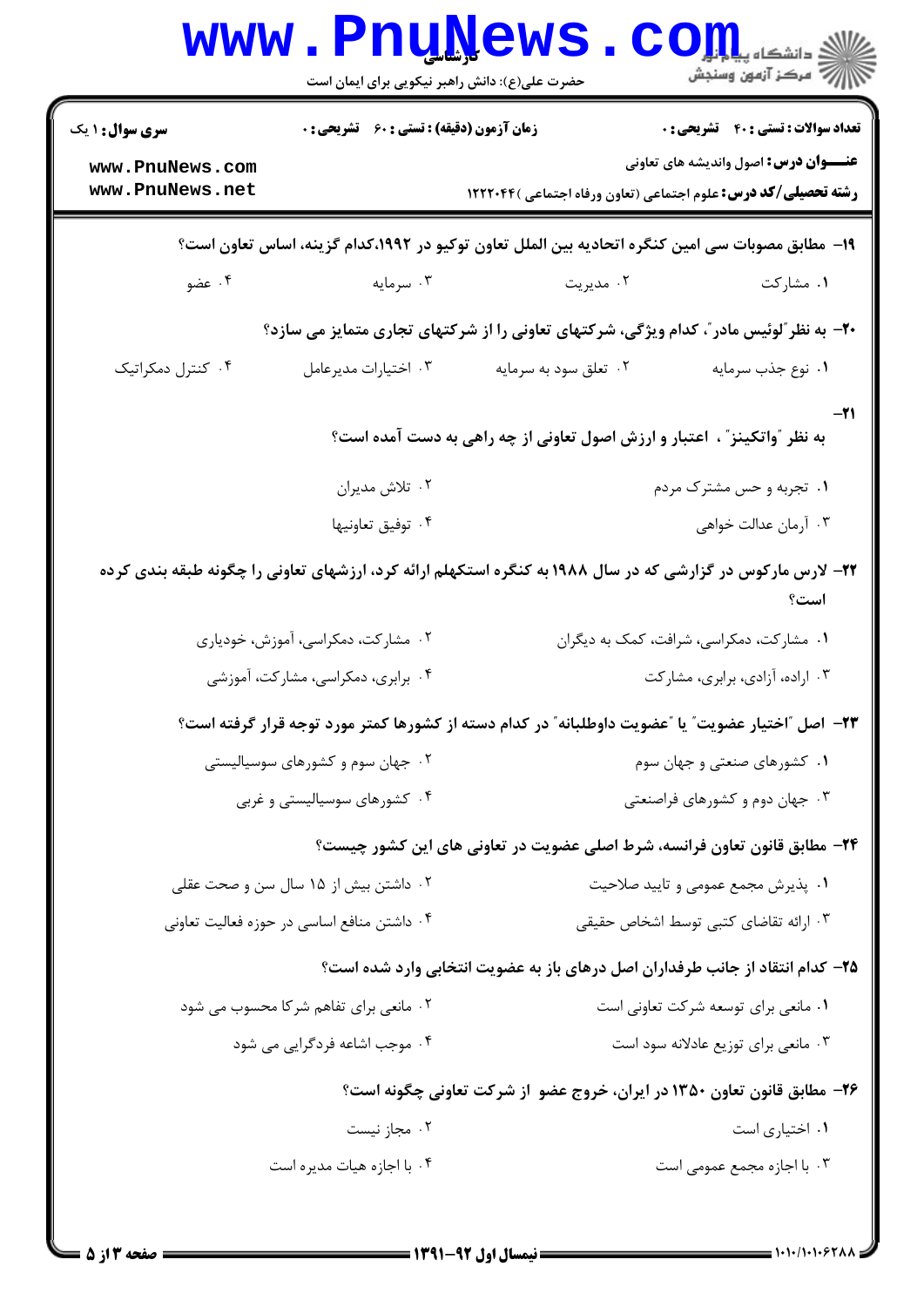**سری سوال:** ۱ یک

**زمان آزمون (دقیقه) : تستی : ۶۰ تشریحی : ۰**

**تعداد سوالات : تستی : ۴۰ تشریحی : ۰**

**عنـــوان درس:** اصول واندیشه های تعاونی

**رشته تحصیلی/کد درس:** علوم اجتماعی (تعاون ورفاه اجتماعی )۱۲۲۲۰۴۴

**۱۹- مطابق مصوبات سی امین کنگره اتحادیه بین الملل تعاون توکیو در ۱۹۹۲،کدام گزینه، اساس تعاون است؟**

۱. مشارکت ۲. مدیریت ۳. سرمایه ۴. عضو

**۲۰- به نظر"لوئیس مادر"، کدام ویژگی، شرکتهای تعاونی را از شرکتهای تجاری متمایز می سازد؟**

۱. نوع جذب سرمایه ۲. تعلق سود به سرمایه ۳. اختیارات مدیرعامل ۴. کنترل دمکراتیک

**۲۱- به نظر "واتکینز" ، اعتبار و ارزش اصول تعاونی از چه راهی به دست آمده است؟**

۱. تجربه و حس مشترک مردم
۲. تلاش مدیران
۳. آرمان عدالت خواهی
۴. توفیق تعاونیها

**۲۲- لارس مارکوس در گزارشی که در سال ۱۹۸۸ به کنگره استکهلم ارائه کرد، ارزشهای تعاونی را چگونه طبقه بندی کرده است؟**

۱. مشارکت، دمکراسی، شرافت، کمک به دیگران
۲. مشارکت، دمکراسی، آموزش، خودیاری
۳. اراده، آزادی، برابری، مشارکت
۴. برابری، دمکراسی، مشارکت، آموزشی

**۲۳- اصل "اختیار عضویت" یا "عضویت داوطلبانه" در کدام دسته از کشورها کمتر مورد توجه قرار گرفته است؟**

۱. کشورهای صنعتی و جهان سوم
۲. جهان سوم و کشورهای سوسیالیستی
۳. جهان دوم و کشورهای فراصنعتی
۴. کشورهای سوسیالیستی و غربی

**۲۴- مطابق قانون تعاون فرانسه، شرط اصلی عضویت در تعاونی های این کشور چیست؟**

۱. پذیرش مجمع عمومی و تایید صلاحیت
۲. داشتن بیش از ۱۵ سال سن و صحت عقلی
۳. ارائه تقاضای کتبی توسط اشخاص حقیقی
۴. داشتن منافع اساسی در حوزه فعالیت تعاونی

**۲۵- کدام انتقاد از جانب طرفداران اصل درهای باز به عضویت انتخابی وارد شده است؟**

۱. مانعی برای توسعه شرکت تعاونی است
۲. مانعی برای تفاهم شرکا محسوب می شود
۳. مانعی برای توزیع عادلانه سود است
۴. موجب اشاعه فردگرایی می شود

**۲۶- مطابق قانون تعاون ۱۳۵۰ در ایران، خروج عضو از شرکت تعاونی چگونه است؟**

۱. اختیاری است
۲. مجاز نیست
۳. با اجازه مجمع عمومی است
۴. با اجازه هیات مدیره است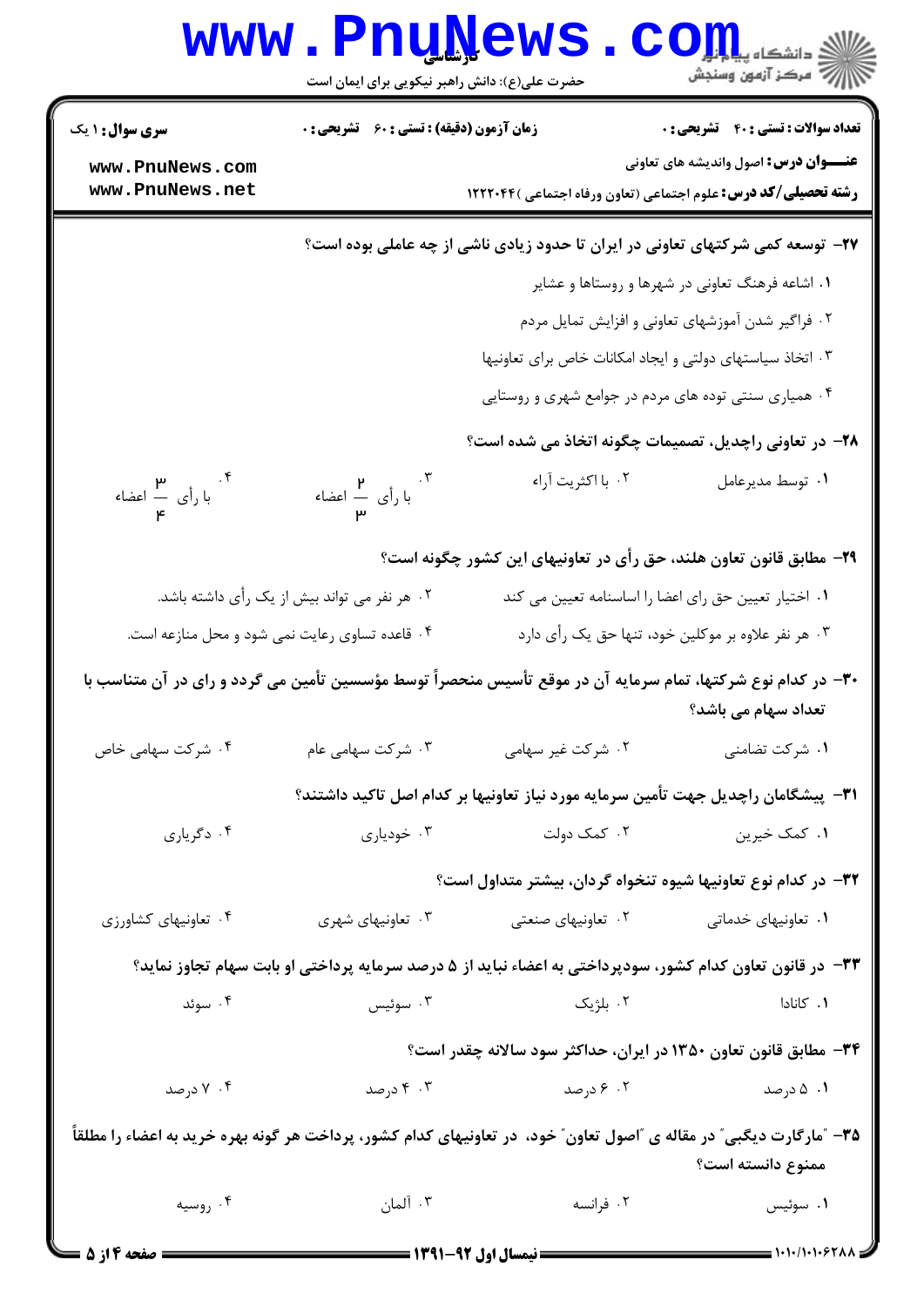۲۷- توسعه کمی شرکتهای تعاونی در ایران تا حدود زیادی ناشی از چه عاملی بوده است؟

۱. اشاعه فرهنگ تعاونی در شهرها و روستاها و عشایر

۲. فراگیر شدن آموزشهای تعاونی و افزایش تمایل مردم

۳. اتخاذ سیاستهای دولتی و ایجاد امکانات خاص برای تعاونیها

۴. همیاری سنتی توده های مردم در جوامع شهری و روستایی

۲۸- در تعاونی راچدیل، تصمیمات چگونه اتخاذ می شده است؟

۱. توسط مدیرعامل

۲. با اکثریت آراء

۳. با رأی $\frac{2}{3}$ اعضاء

۴. با رأی $\frac{3}{4}$ اعضاء

۲۹- مطابق قانون تعاون هلند، حق رأی در تعاونیهای این کشور چگونه است؟

۱. اختیار تعیین حق رای اعضا را اساسنامه تعیین می کند

۲. هر نفر می تواند بیش از یک رأی داشته باشد.

۳. هر نفر علاوه بر موکلین خود، تنها حق یک رأی دارد

۴. قاعده تساوی رعایت نمی شود و محل منازعه است.

۳۰- در کدام نوع شرکتها، تمام سرمایه آن در موقع تأسیس منحصراً توسط مؤسسین تأمین می گردد و رای در آن متناسب با تعداد سهام می باشد؟

۱. شرکت تضامنی

۲. شرکت غیر سهامی

۳. شرکت سهامی عام

۴. شرکت سهامی خاص

۳۱- پیشگامان راچدیل جهت تأمین سرمایه مورد نیاز تعاونیها بر کدام اصل تاکید داشتند؟

۱. کمک خیرین

۲. کمک دولت

۳. خودیاری

۴. دگریاری

۳۲- در کدام نوع تعاونیها شیوه تنخواه گردان، بیشتر متداول است؟

۱. تعاونیهای خدماتی

۲. تعاونیهای صنعتی

۳. تعاونیهای شهری

۴. تعاونیهای کشاورزی

۳۳- در قانون تعاون کدام کشور، سودپرداختی به اعضاء نباید از ۵ درصد سرمایه پرداختی او بابت سهام تجاوز نماید؟

۱. کانادا

۲. بلژیک

۳. سوئیس

۴. سوئد

۳۴- مطابق قانون تعاون ۱۳۵۰ در ایران، حداکثر سود سالانه چقدر است؟

۱. ۵ درصد

۲. ۶ درصد

۳. ۴ درصد

۴. ۷ درصد

۳۵- "مارگارت دیگبی" در مقاله ی "اصول تعاون" خود، در تعاونیهای کدام کشور، پرداخت هر گونه بهره خرید به اعضاء را مطلقاً ممنوع دانسته است؟

۱. سوئیس

۲. فرانسه

۳. آلمان

۴. روسیه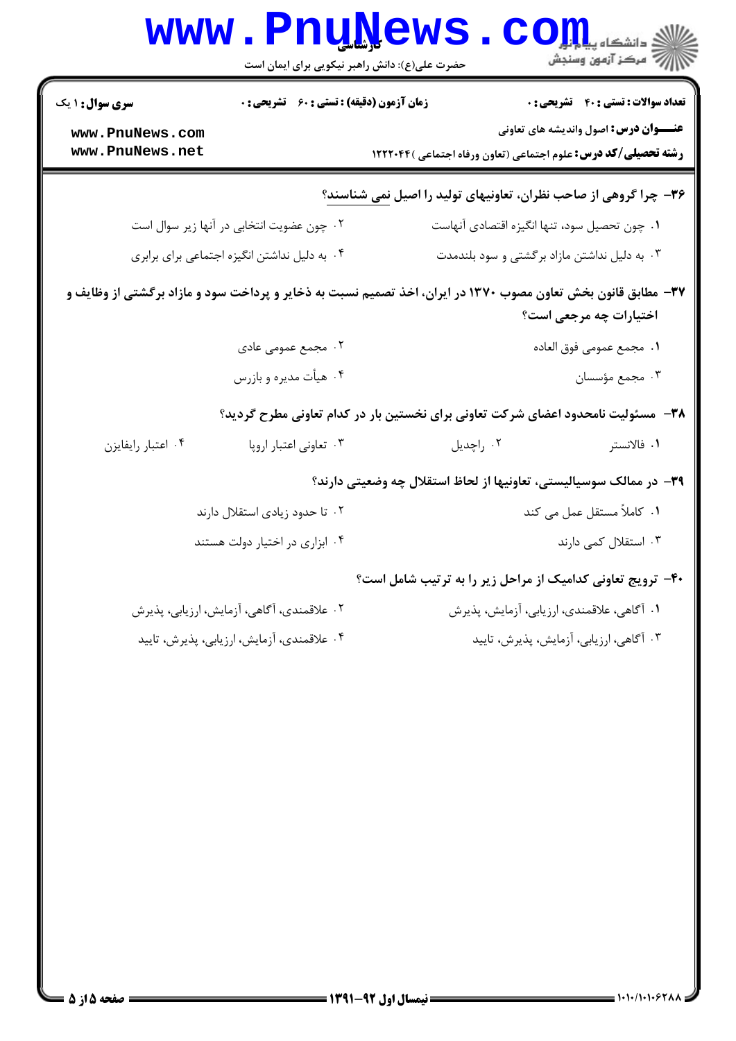۳۶- چرا گروهی از صاحب نظران، تعاونیهای تولید را اصیل نمی شناسند؟

۱. چون تحصیل سود، تنها انگیزه اقتصادی آنهاست

۲. چون عضویت انتخابی در آنها زیر سوال است

۳. به دلیل نداشتن مازاد برگشتی و سود بلندمدت

۴. به دلیل نداشتن انگیزه اجتماعی برای برابری

۳۷- مطابق قانون بخش تعاون مصوب ۱۳۷۰ در ایران، اخذ تصمیم نسبت به ذخایر و پرداخت سود و مازاد برگشتی از وظایف و اختیارات چه مرجعی است؟

۱. مجمع عمومی فوق العاده

۲. مجمع عمومی عادی

۳. مجمع مؤسسان

۴. هیأت مدیره و بازرس

۳۸- مسئولیت نامحدود اعضای شرکت تعاونی برای نخستین بار در کدام تعاونی مطرح گردید؟

۱. فالانستر

۲. راچدیل

۳. تعاونی اعتبار اروپا

۴. اعتبار رایفایزن

۳۹- در ممالک سوسیالیستی، تعاونیها از لحاظ استقلال چه وضعیتی دارند؟

۱. کاملاً مستقل عمل می کند

۲. تا حدود زیادی استقلال دارند

۳. استقلال کمی دارند

۴. ابزاری در اختیار دولت هستند

۴۰- ترویج تعاونی کدامیک از مراحل زیر را به ترتیب شامل است؟

۱. آگاهی، علاقمندی، ارزیابی، آزمایش، پذیرش

۲. علاقمندی، آگاهی، آزمایش، ارزیابی، پذیرش

۳. آگاهی، ارزیابی، آزمایش، پذیرش، تایید

۴. علاقمندی، آزمایش، ارزیابی، پذیرش، تایید